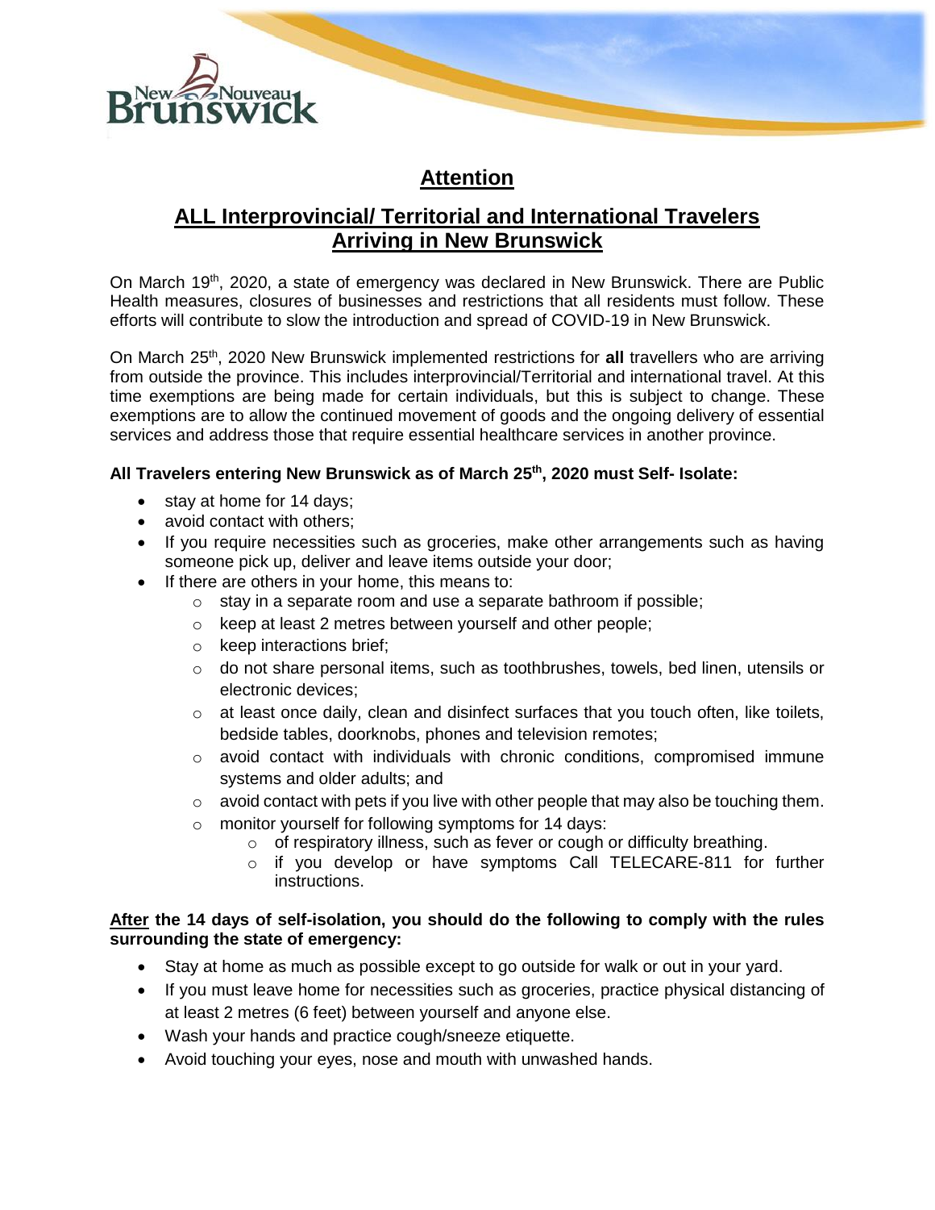# Attention

## ALL Interprovincial/ Territorial and International Travelers Arriving in New Brunswick

On March 19th, 2020, a state of emergency was declared in New Brunswick. There are Public Health measures, closures of businesses and restrictions that all residents must follow. These efforts will contribute to slow the introduction and spread of COVID-19 in New Brunswick.

On March 25th, 2020 New Brunswick implemented restrictions for **all** travellers who are arriving from outside the province. This includes interprovincial/Territorial and international travel. At this time exemptions are being made for certain individuals, but this is subject to change. These exemptions are to allow the continued movement of goods and the ongoing delivery of essential services and address those that require essential healthcare services in another province.

**All Travelers entering New Brunswick as of March 25th, 2020 must Self- Isolate:**

- stay at home for 14 days;
- avoid contact with others;
- If you require necessities such as groceries, make other arrangements such as having someone pick up, deliver and leave items outside your door;
- If there are others in your home, this means to:
  - stay in a separate room and use a separate bathroom if possible;
  - keep at least 2 metres between yourself and other people;
  - keep interactions brief;
  - do not share personal items, such as toothbrushes, towels, bed linen, utensils or electronic devices;
  - at least once daily, clean and disinfect surfaces that you touch often, like toilets, bedside tables, doorknobs, phones and television remotes;
  - avoid contact with individuals with chronic conditions, compromised immune systems and older adults; and
  - avoid contact with pets if you live with other people that may also be touching them.
  - monitor yourself for following symptoms for 14 days:
    - of respiratory illness, such as fever or cough or difficulty breathing.
    - if you develop or have symptoms Call TELECARE-811 for further instructions.

**__After__ the 14 days of self-isolation, you should do the following to comply with the rules surrounding the state of emergency:**

- Stay at home as much as possible except to go outside for walk or out in your yard.
- If you must leave home for necessities such as groceries, practice physical distancing of at least 2 metres (6 feet) between yourself and anyone else.
- Wash your hands and practice cough/sneeze etiquette.
- Avoid touching your eyes, nose and mouth with unwashed hands.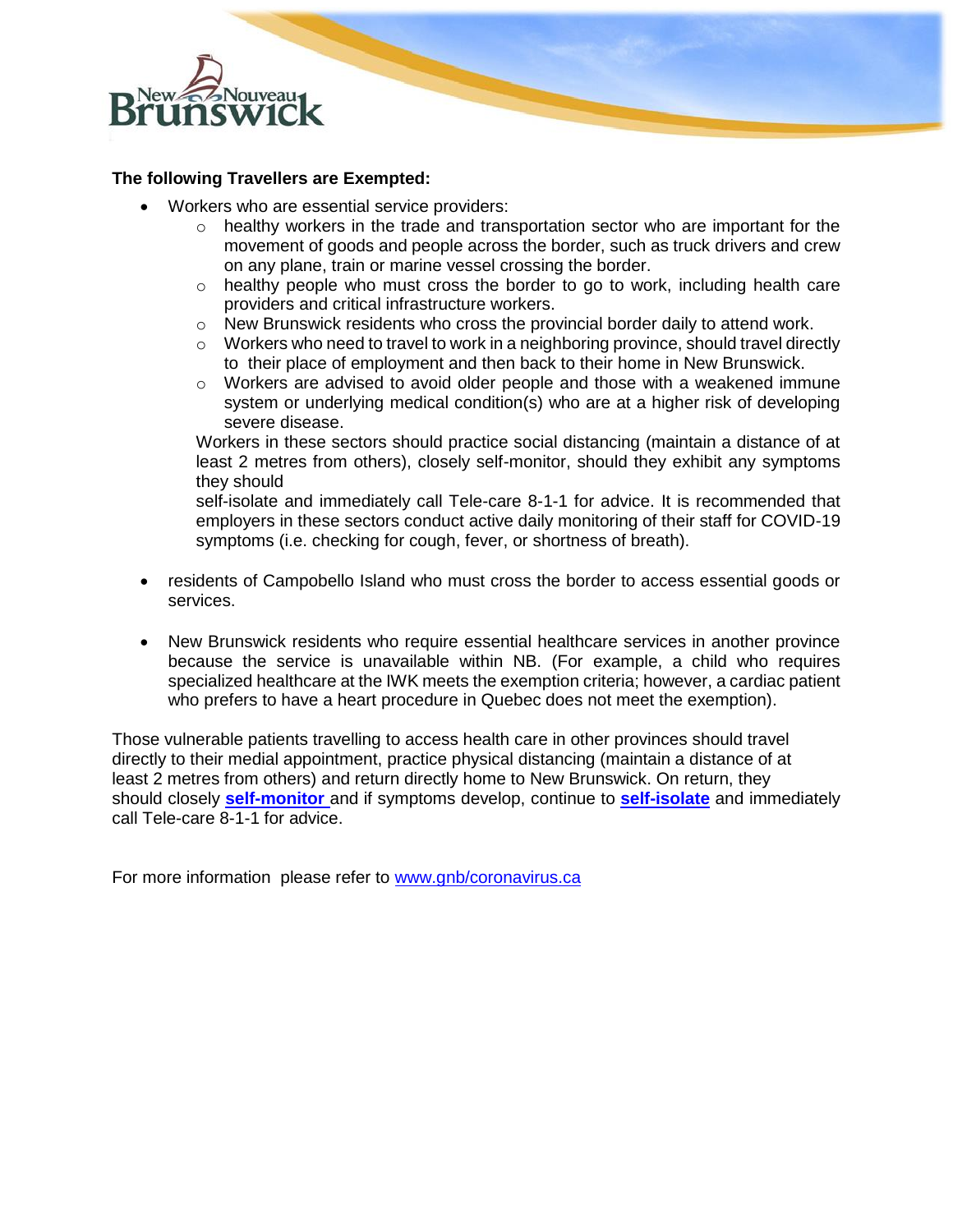**The following Travellers are Exempted:**

- Workers who are essential service providers:
  - healthy workers in the trade and transportation sector who are important for the movement of goods and people across the border, such as truck drivers and crew on any plane, train or marine vessel crossing the border.
  - healthy people who must cross the border to go to work, including health care providers and critical infrastructure workers.
  - New Brunswick residents who cross the provincial border daily to attend work.
  - Workers who need to travel to work in a neighboring province, should travel directly to their place of employment and then back to their home in New Brunswick.
  - Workers are advised to avoid older people and those with a weakened immune system or underlying medical condition(s) who are at a higher risk of developing severe disease.

  Workers in these sectors should practice social distancing (maintain a distance of at least 2 metres from others), closely self-monitor, should they exhibit any symptoms they should self-isolate and immediately call Tele-care 8-1-1 for advice. It is recommended that employers in these sectors conduct active daily monitoring of their staff for COVID-19 symptoms (i.e. checking for cough, fever, or shortness of breath).

- residents of Campobello Island who must cross the border to access essential goods or services.

- New Brunswick residents who require essential healthcare services in another province because the service is unavailable within NB. (For example, a child who requires specialized healthcare at the IWK meets the exemption criteria; however, a cardiac patient who prefers to have a heart procedure in Quebec does not meet the exemption).

Those vulnerable patients travelling to access health care in other provinces should travel directly to their medial appointment, practice physical distancing (maintain a distance of at least 2 metres from others) and return directly home to New Brunswick. On return, they should closely **self-monitor** and if symptoms develop, continue to **self-isolate** and immediately call Tele-care 8-1-1 for advice.

For more information please refer to www.gnb/coronavirus.ca